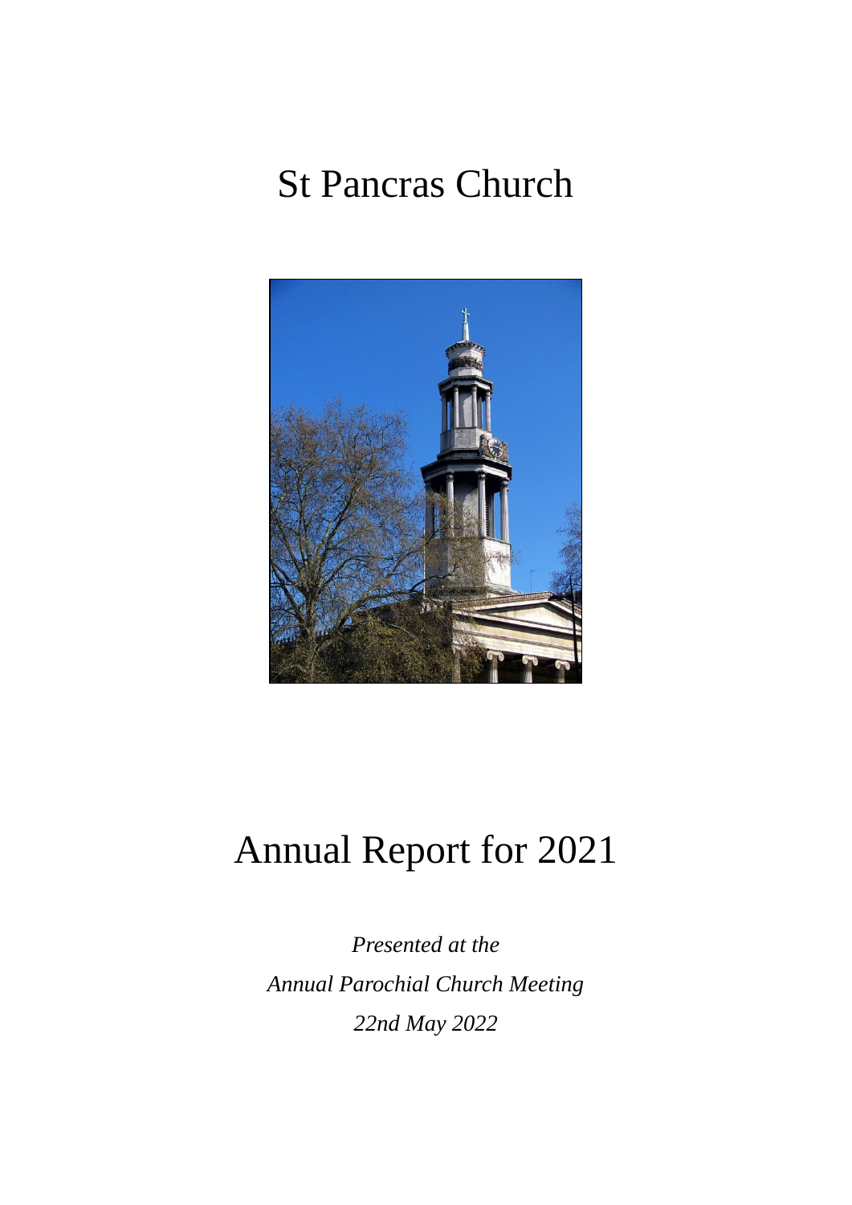# St Pancras Church

# Annual Report for 2021

*Presented at the*

*Annual Parochial Church Meeting*

*22nd May 2022*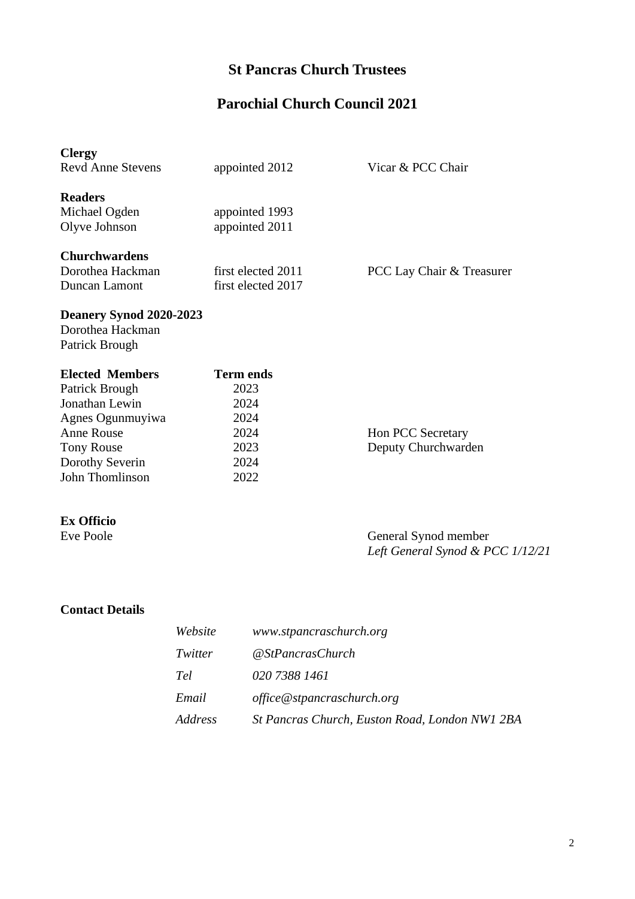# St Pancras Church Trustees

## Parochial Church Council 2021

**Clergy**

| | | |
|---|---|---|
| Revd Anne Stevens | appointed 2012 | Vicar & PCC Chair |

**Readers**

| | |
|---|---|
| Michael Ogden | appointed 1993 |
| Olyve Johnson | appointed 2011 |

**Churchwardens**

| | | |
|---|---|---|
| Dorothea Hackman | first elected 2011 | PCC Lay Chair & Treasurer |
| Duncan Lamont | first elected 2017 | |

**Deanery Synod 2020-2023**

Dorothea Hackman
Patrick Brough

| **Elected Members** | **Term ends** | |
|---|---|---|
| Patrick Brough | 2023 | |
| Jonathan Lewin | 2024 | |
| Agnes Ogunmuyiwa | 2024 | |
| Anne Rouse | 2024 | Hon PCC Secretary |
| Tony Rouse | 2023 | Deputy Churchwarden |
| Dorothy Severin | 2024 | |
| John Thomlinson | 2022 | |

**Ex Officio**

Eve Poole — General Synod member
*Left General Synod & PCC 1/12/21*

**Contact Details**

| | |
|---|---|
| *Website* | *www.stpancraschurch.org* |
| *Twitter* | *@StPancrasChurch* |
| *Tel* | *020 7388 1461* |
| *Email* | *office@stpancraschurch.org* |
| *Address* | *St Pancras Church, Euston Road, London NW1 2BA* |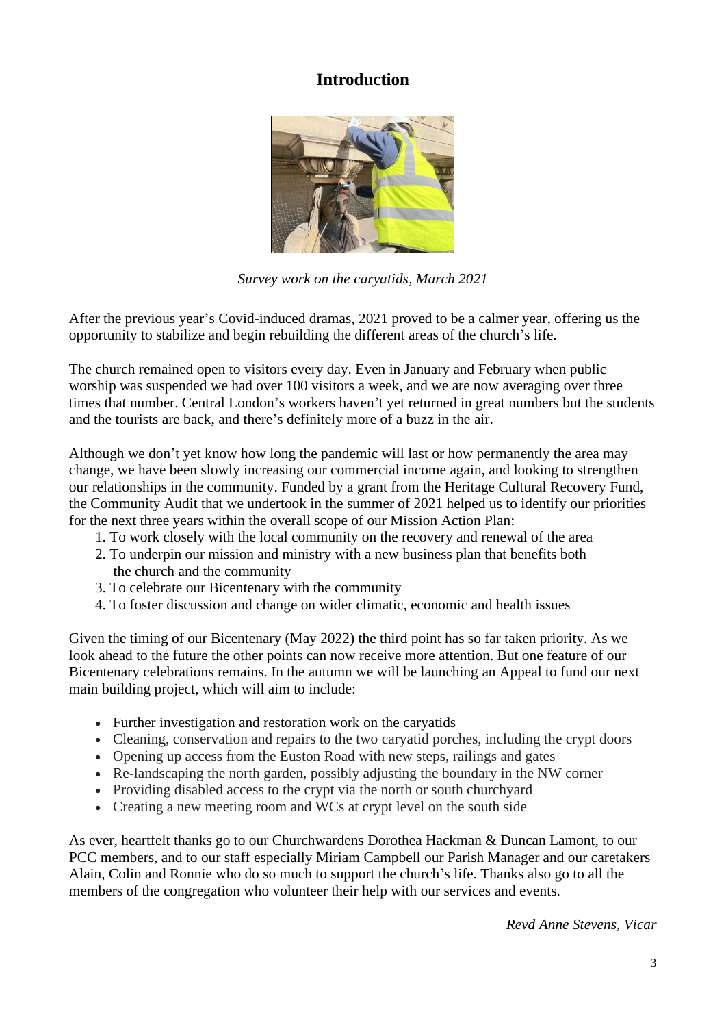# Introduction

*Survey work on the caryatids, March 2021*

After the previous year's Covid-induced dramas, 2021 proved to be a calmer year, offering us the opportunity to stabilize and begin rebuilding the different areas of the church's life.

The church remained open to visitors every day. Even in January and February when public worship was suspended we had over 100 visitors a week, and we are now averaging over three times that number. Central London's workers haven't yet returned in great numbers but the students and the tourists are back, and there's definitely more of a buzz in the air.

Although we don't yet know how long the pandemic will last or how permanently the area may change, we have been slowly increasing our commercial income again, and looking to strengthen our relationships in the community. Funded by a grant from the Heritage Cultural Recovery Fund, the Community Audit that we undertook in the summer of 2021 helped us to identify our priorities for the next three years within the overall scope of our Mission Action Plan:

1. To work closely with the local community on the recovery and renewal of the area
2. To underpin our mission and ministry with a new business plan that benefits both the church and the community
3. To celebrate our Bicentenary with the community
4. To foster discussion and change on wider climatic, economic and health issues

Given the timing of our Bicentenary (May 2022) the third point has so far taken priority. As we look ahead to the future the other points can now receive more attention. But one feature of our Bicentenary celebrations remains. In the autumn we will be launching an Appeal to fund our next main building project, which will aim to include:

- Further investigation and restoration work on the caryatids
- Cleaning, conservation and repairs to the two caryatid porches, including the crypt doors
- Opening up access from the Euston Road with new steps, railings and gates
- Re-landscaping the north garden, possibly adjusting the boundary in the NW corner
- Providing disabled access to the crypt via the north or south churchyard
- Creating a new meeting room and WCs at crypt level on the south side

As ever, heartfelt thanks go to our Churchwardens Dorothea Hackman & Duncan Lamont, to our PCC members, and to our staff especially Miriam Campbell our Parish Manager and our caretakers Alain, Colin and Ronnie who do so much to support the church's life. Thanks also go to all the members of the congregation who volunteer their help with our services and events.

*Revd Anne Stevens, Vicar*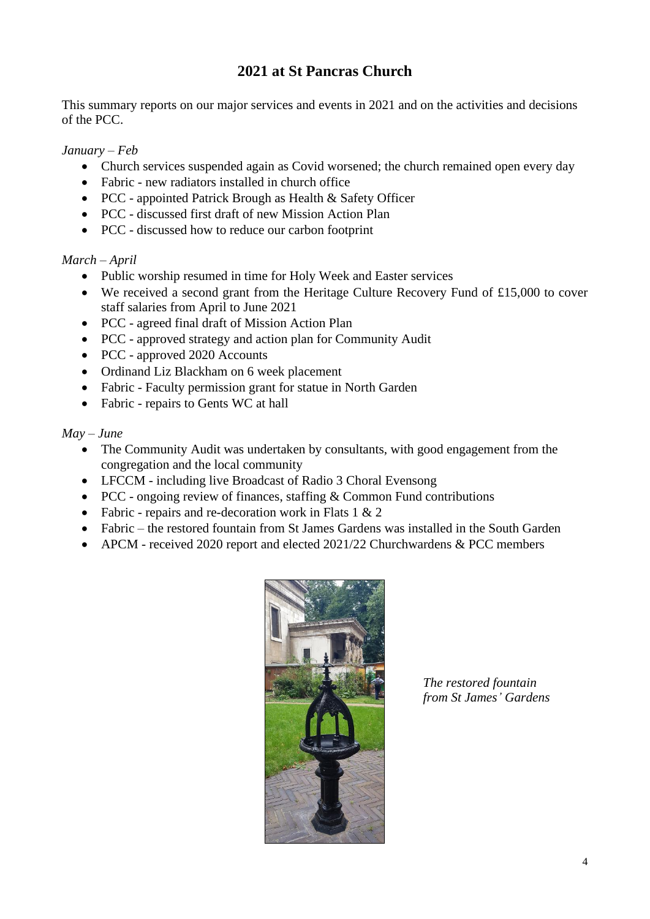## 2021 at St Pancras Church

This summary reports on our major services and events in 2021 and on the activities and decisions of the PCC.

*January – Feb*

- Church services suspended again as Covid worsened; the church remained open every day
- Fabric - new radiators installed in church office
- PCC - appointed Patrick Brough as Health & Safety Officer
- PCC - discussed first draft of new Mission Action Plan
- PCC - discussed how to reduce our carbon footprint

*March – April*

- Public worship resumed in time for Holy Week and Easter services
- We received a second grant from the Heritage Culture Recovery Fund of £15,000 to cover staff salaries from April to June 2021
- PCC - agreed final draft of Mission Action Plan
- PCC - approved strategy and action plan for Community Audit
- PCC - approved 2020 Accounts
- Ordinand Liz Blackham on 6 week placement
- Fabric - Faculty permission grant for statue in North Garden
- Fabric - repairs to Gents WC at hall

*May – June*

- The Community Audit was undertaken by consultants, with good engagement from the congregation and the local community
- LFCCM - including live Broadcast of Radio 3 Choral Evensong
- PCC - ongoing review of finances, staffing & Common Fund contributions
- Fabric - repairs and re-decoration work in Flats 1 & 2
- Fabric – the restored fountain from St James Gardens was installed in the South Garden
- APCM - received 2020 report and elected 2021/22 Churchwardens & PCC members

*The restored fountain from St James' Gardens*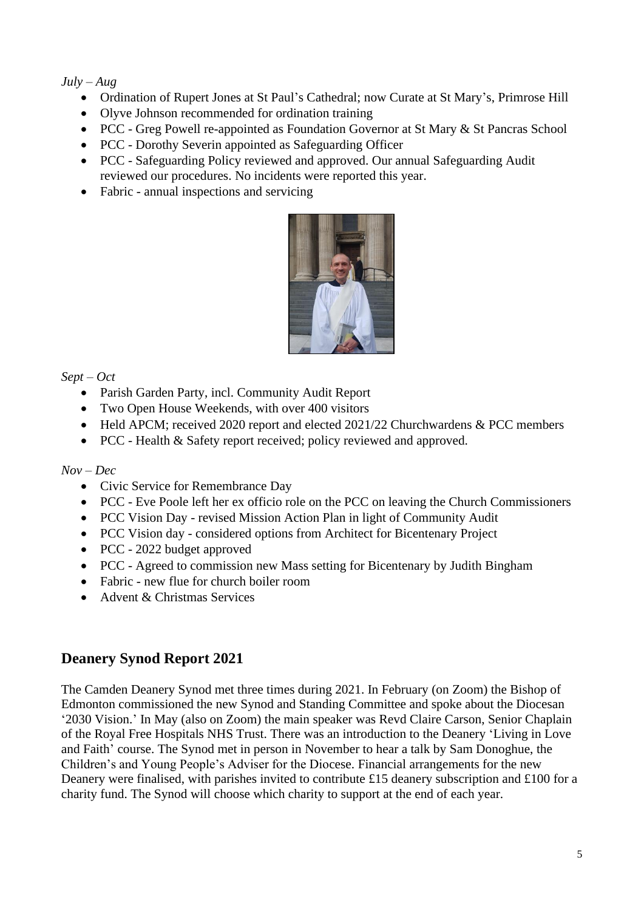*July – Aug*

- Ordination of Rupert Jones at St Paul's Cathedral; now Curate at St Mary's, Primrose Hill
- Olyve Johnson recommended for ordination training
- PCC - Greg Powell re-appointed as Foundation Governor at St Mary & St Pancras School
- PCC - Dorothy Severin appointed as Safeguarding Officer
- PCC - Safeguarding Policy reviewed and approved. Our annual Safeguarding Audit reviewed our procedures. No incidents were reported this year.
- Fabric - annual inspections and servicing

*Sept – Oct*

- Parish Garden Party, incl. Community Audit Report
- Two Open House Weekends, with over 400 visitors
- Held APCM; received 2020 report and elected 2021/22 Churchwardens & PCC members
- PCC - Health & Safety report received; policy reviewed and approved.

*Nov – Dec*

- Civic Service for Remembrance Day
- PCC - Eve Poole left her ex officio role on the PCC on leaving the Church Commissioners
- PCC Vision Day - revised Mission Action Plan in light of Community Audit
- PCC Vision day - considered options from Architect for Bicentenary Project
- PCC - 2022 budget approved
- PCC - Agreed to commission new Mass setting for Bicentenary by Judith Bingham
- Fabric - new flue for church boiler room
- Advent & Christmas Services

## Deanery Synod Report 2021

The Camden Deanery Synod met three times during 2021. In February (on Zoom) the Bishop of Edmonton commissioned the new Synod and Standing Committee and spoke about the Diocesan '2030 Vision.' In May (also on Zoom) the main speaker was Revd Claire Carson, Senior Chaplain of the Royal Free Hospitals NHS Trust. There was an introduction to the Deanery 'Living in Love and Faith' course. The Synod met in person in November to hear a talk by Sam Donoghue, the Children's and Young People's Adviser for the Diocese. Financial arrangements for the new Deanery were finalised, with parishes invited to contribute £15 deanery subscription and £100 for a charity fund. The Synod will choose which charity to support at the end of each year.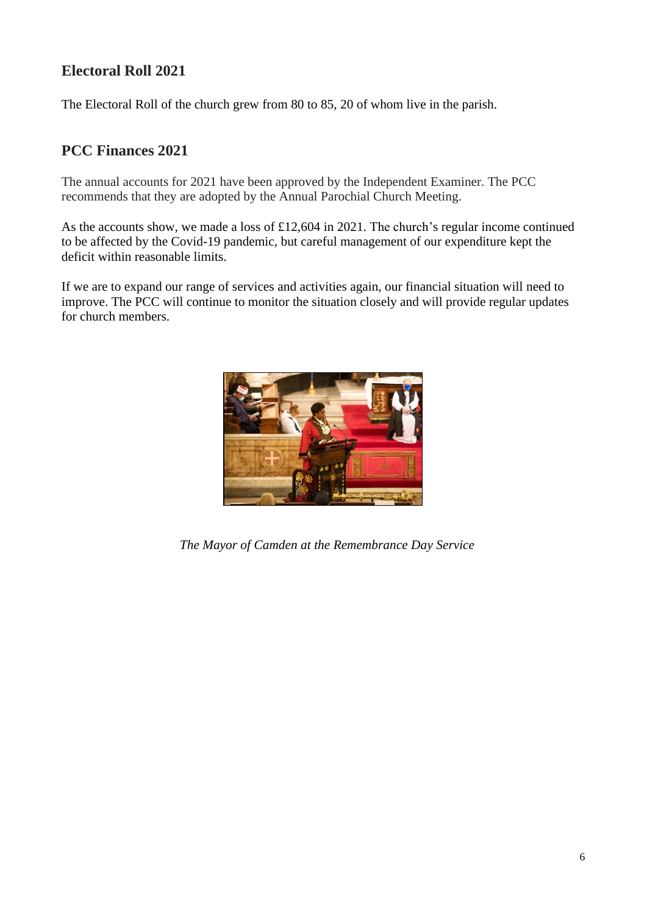## Electoral Roll 2021

The Electoral Roll of the church grew from 80 to 85, 20 of whom live in the parish.

## PCC Finances 2021

The annual accounts for 2021 have been approved by the Independent Examiner. The PCC recommends that they are adopted by the Annual Parochial Church Meeting.

As the accounts show, we made a loss of £12,604 in 2021. The church's regular income continued to be affected by the Covid-19 pandemic, but careful management of our expenditure kept the deficit within reasonable limits.

If we are to expand our range of services and activities again, our financial situation will need to improve. The PCC will continue to monitor the situation closely and will provide regular updates for church members.

*The Mayor of Camden at the Remembrance Day Service*